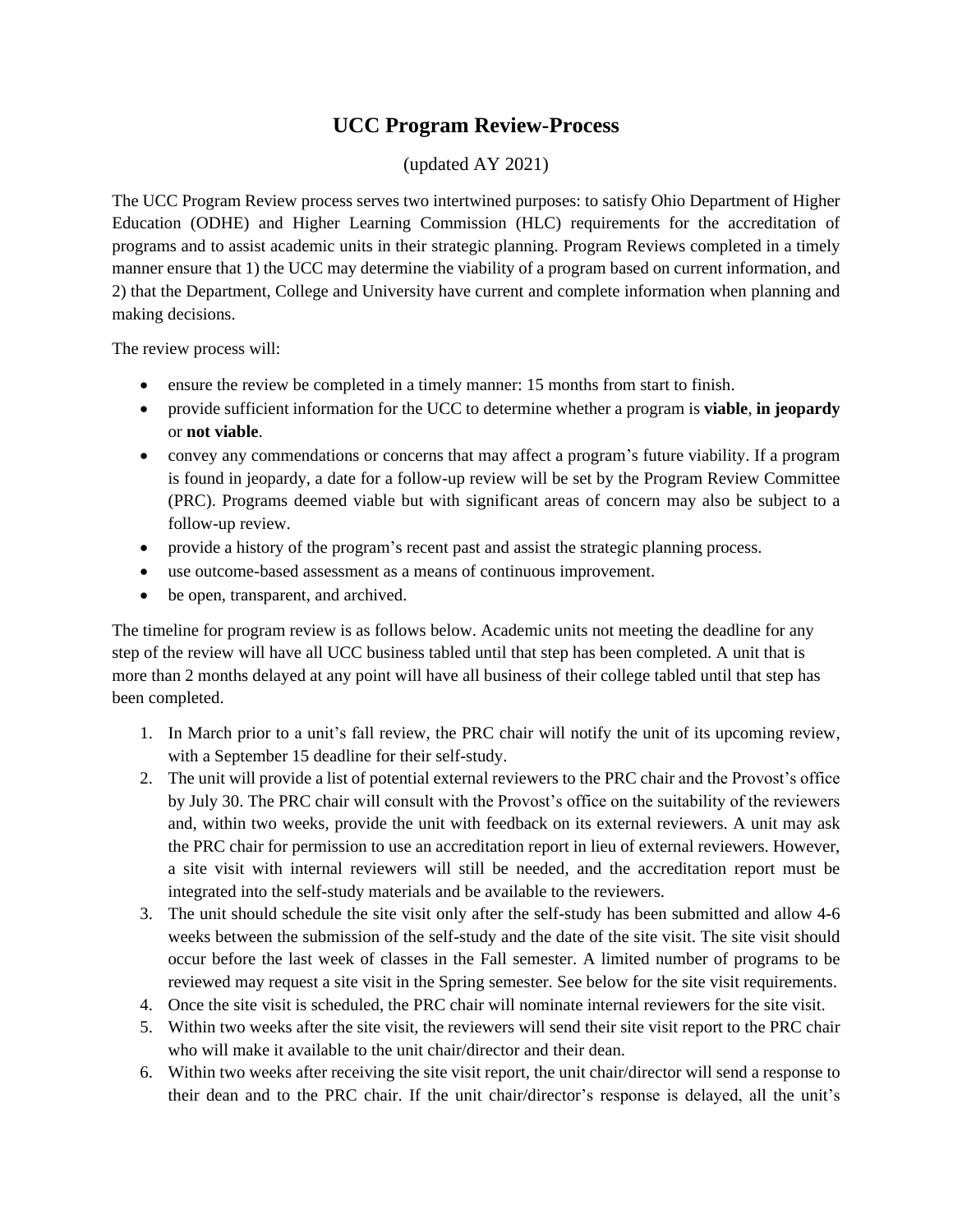# UCC Program Review-Process

(updated AY 2021)

The UCC Program Review process serves two intertwined purposes: to satisfy Ohio Department of Higher Education (ODHE) and Higher Learning Commission (HLC) requirements for the accreditation of programs and to assist academic units in their strategic planning. Program Reviews completed in a timely manner ensure that 1) the UCC may determine the viability of a program based on current information, and 2) that the Department, College and University have current and complete information when planning and making decisions.

The review process will:

- ensure the review be completed in a timely manner: 15 months from start to finish.
- provide sufficient information for the UCC to determine whether a program is **viable**, **in jeopardy** or **not viable**.
- convey any commendations or concerns that may affect a program's future viability. If a program is found in jeopardy, a date for a follow-up review will be set by the Program Review Committee (PRC). Programs deemed viable but with significant areas of concern may also be subject to a follow-up review.
- provide a history of the program's recent past and assist the strategic planning process.
- use outcome-based assessment as a means of continuous improvement.
- be open, transparent, and archived.

The timeline for program review is as follows below. Academic units not meeting the deadline for any step of the review will have all UCC business tabled until that step has been completed. A unit that is more than 2 months delayed at any point will have all business of their college tabled until that step has been completed.

1. In March prior to a unit's fall review, the PRC chair will notify the unit of its upcoming review, with a September 15 deadline for their self-study.
2. The unit will provide a list of potential external reviewers to the PRC chair and the Provost's office by July 30. The PRC chair will consult with the Provost's office on the suitability of the reviewers and, within two weeks, provide the unit with feedback on its external reviewers. A unit may ask the PRC chair for permission to use an accreditation report in lieu of external reviewers. However, a site visit with internal reviewers will still be needed, and the accreditation report must be integrated into the self-study materials and be available to the reviewers.
3. The unit should schedule the site visit only after the self-study has been submitted and allow 4-6 weeks between the submission of the self-study and the date of the site visit. The site visit should occur before the last week of classes in the Fall semester. A limited number of programs to be reviewed may request a site visit in the Spring semester. See below for the site visit requirements.
4. Once the site visit is scheduled, the PRC chair will nominate internal reviewers for the site visit.
5. Within two weeks after the site visit, the reviewers will send their site visit report to the PRC chair who will make it available to the unit chair/director and their dean.
6. Within two weeks after receiving the site visit report, the unit chair/director will send a response to their dean and to the PRC chair. If the unit chair/director's response is delayed, all the unit's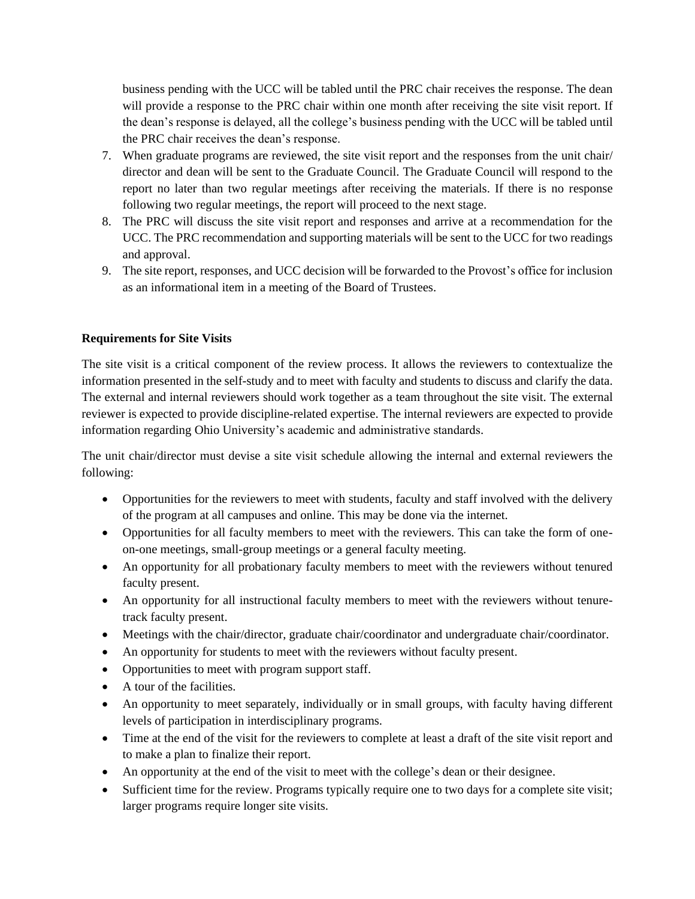business pending with the UCC will be tabled until the PRC chair receives the response. The dean will provide a response to the PRC chair within one month after receiving the site visit report. If the dean's response is delayed, all the college's business pending with the UCC will be tabled until the PRC chair receives the dean's response.

7. When graduate programs are reviewed, the site visit report and the responses from the unit chair/ director and dean will be sent to the Graduate Council. The Graduate Council will respond to the report no later than two regular meetings after receiving the materials. If there is no response following two regular meetings, the report will proceed to the next stage.
8. The PRC will discuss the site visit report and responses and arrive at a recommendation for the UCC. The PRC recommendation and supporting materials will be sent to the UCC for two readings and approval.
9. The site report, responses, and UCC decision will be forwarded to the Provost's office for inclusion as an informational item in a meeting of the Board of Trustees.

**Requirements for Site Visits**

The site visit is a critical component of the review process. It allows the reviewers to contextualize the information presented in the self-study and to meet with faculty and students to discuss and clarify the data. The external and internal reviewers should work together as a team throughout the site visit. The external reviewer is expected to provide discipline-related expertise. The internal reviewers are expected to provide information regarding Ohio University's academic and administrative standards.

The unit chair/director must devise a site visit schedule allowing the internal and external reviewers the following:

- Opportunities for the reviewers to meet with students, faculty and staff involved with the delivery of the program at all campuses and online. This may be done via the internet.
- Opportunities for all faculty members to meet with the reviewers. This can take the form of one-on-one meetings, small-group meetings or a general faculty meeting.
- An opportunity for all probationary faculty members to meet with the reviewers without tenured faculty present.
- An opportunity for all instructional faculty members to meet with the reviewers without tenure-track faculty present.
- Meetings with the chair/director, graduate chair/coordinator and undergraduate chair/coordinator.
- An opportunity for students to meet with the reviewers without faculty present.
- Opportunities to meet with program support staff.
- A tour of the facilities.
- An opportunity to meet separately, individually or in small groups, with faculty having different levels of participation in interdisciplinary programs.
- Time at the end of the visit for the reviewers to complete at least a draft of the site visit report and to make a plan to finalize their report.
- An opportunity at the end of the visit to meet with the college's dean or their designee.
- Sufficient time for the review. Programs typically require one to two days for a complete site visit; larger programs require longer site visits.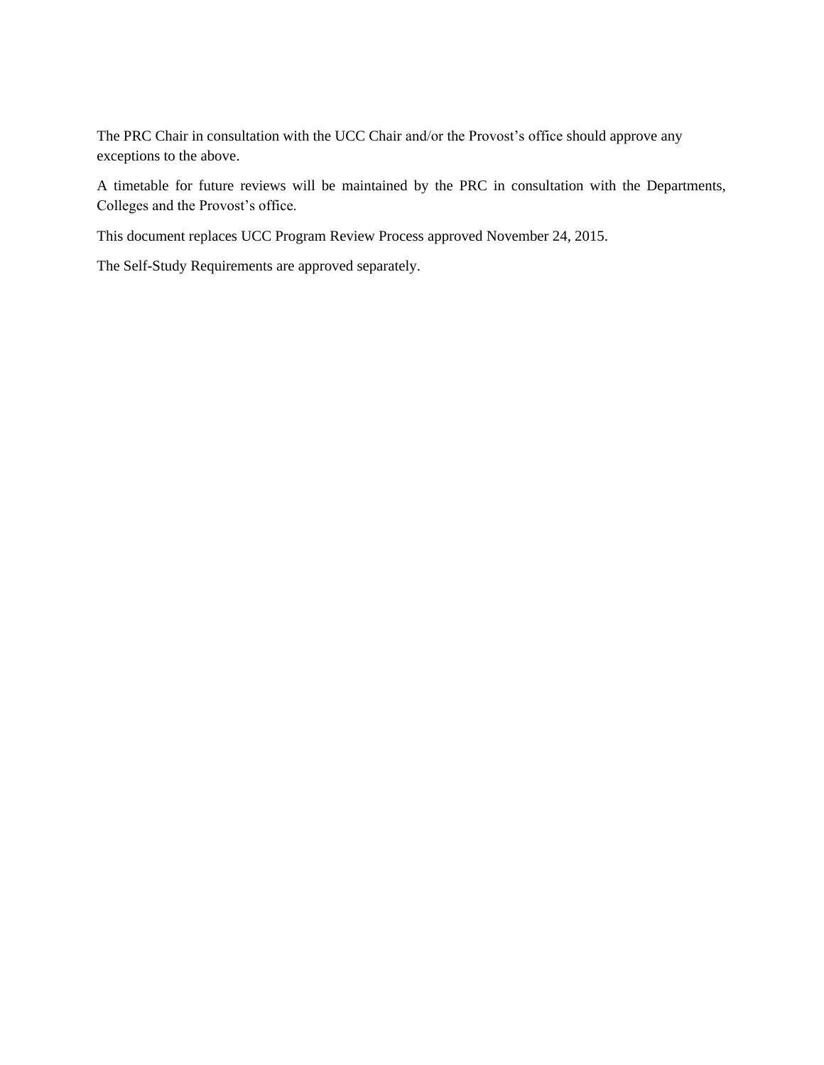The PRC Chair in consultation with the UCC Chair and/or the Provost's office should approve any exceptions to the above.

A timetable for future reviews will be maintained by the PRC in consultation with the Departments, Colleges and the Provost's office.

This document replaces UCC Program Review Process approved November 24, 2015.

The Self-Study Requirements are approved separately.